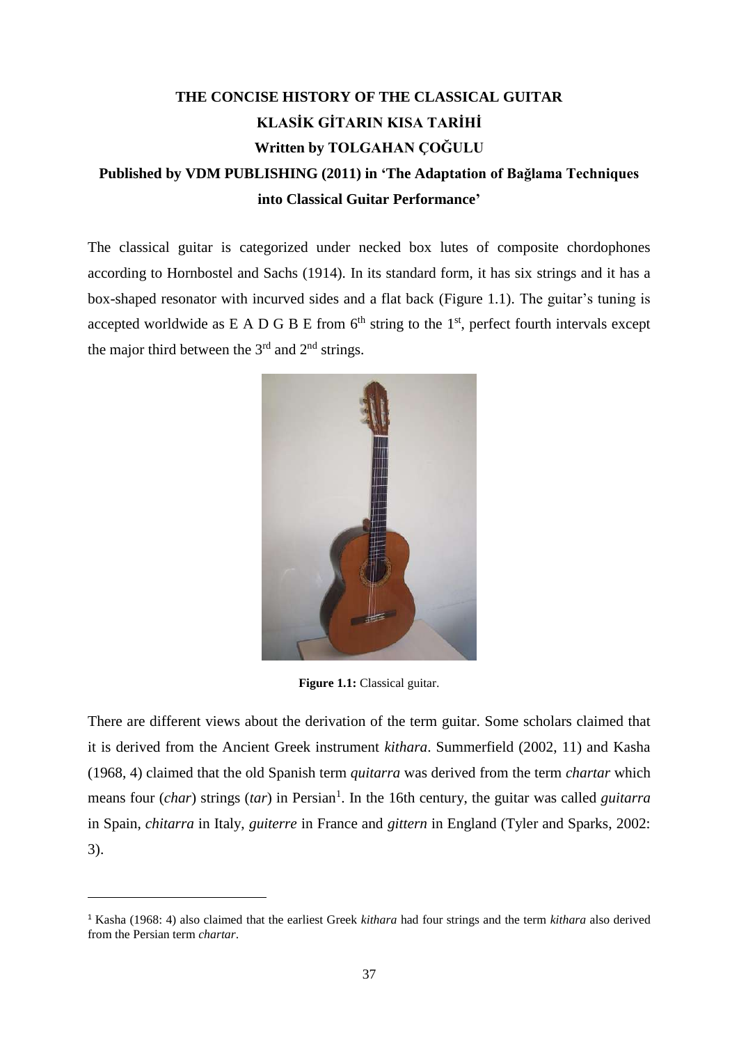# THE CONCISE HISTORY OF THE CLASSICAL GUITAR

## KLASİK GİTARIN KISA TARİHİ

**Written by TOLGAHAN ÇOĞULU**

**Published by VDM PUBLISHING (2011) in 'The Adaptation of Bağlama Techniques into Classical Guitar Performance'**

The classical guitar is categorized under necked box lutes of composite chordophones according to Hornbostel and Sachs (1914). In its standard form, it has six strings and it has a box-shaped resonator with incurved sides and a flat back (Figure 1.1). The guitar's tuning is accepted worldwide as E A D G B E from 6$^{th}$ string to the 1$^{st}$, perfect fourth intervals except the major third between the 3$^{rd}$ and 2$^{nd}$ strings.

**Figure 1.1:** Classical guitar.

There are different views about the derivation of the term guitar. Some scholars claimed that it is derived from the Ancient Greek instrument *kithara*. Summerfield (2002, 11) and Kasha (1968, 4) claimed that the old Spanish term *quitarra* was derived from the term *chartar* which means four (*char*) strings (*tar*) in Persian[1]. In the 16th century, the guitar was called *guitarra* in Spain, *chitarra* in Italy, *guiterre* in France and *gittern* in England (Tyler and Sparks, 2002: 3).

---

[1] Kasha (1968: 4) also claimed that the earliest Greek *kithara* had four strings and the term *kithara* also derived from the Persian term *chartar*.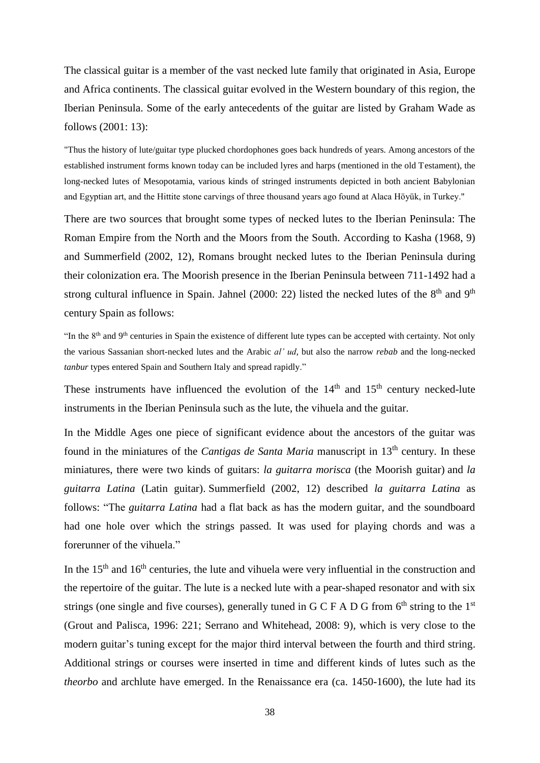The classical guitar is a member of the vast necked lute family that originated in Asia, Europe and Africa continents. The classical guitar evolved in the Western boundary of this region, the Iberian Peninsula. Some of the early antecedents of the guitar are listed by Graham Wade as follows (2001: 13):

> "Thus the history of lute/guitar type plucked chordophones goes back hundreds of years. Among ancestors of the established instrument forms known today can be included lyres and harps (mentioned in the old Testament), the long-necked lutes of Mesopotamia, various kinds of stringed instruments depicted in both ancient Babylonian and Egyptian art, and the Hittite stone carvings of three thousand years ago found at Alaca Höyük, in Turkey."

There are two sources that brought some types of necked lutes to the Iberian Peninsula: The Roman Empire from the North and the Moors from the South. According to Kasha (1968, 9) and Summerfield (2002, 12), Romans brought necked lutes to the Iberian Peninsula during their colonization era. The Moorish presence in the Iberian Peninsula between 711-1492 had a strong cultural influence in Spain. Jahnel (2000: 22) listed the necked lutes of the 8th and 9th century Spain as follows:

> "In the 8th and 9th centuries in Spain the existence of different lute types can be accepted with certainty. Not only the various Sassanian short-necked lutes and the Arabic *al' ud*, but also the narrow *rebab* and the long-necked *tanbur* types entered Spain and Southern Italy and spread rapidly."

These instruments have influenced the evolution of the 14th and 15th century necked-lute instruments in the Iberian Peninsula such as the lute, the vihuela and the guitar.

In the Middle Ages one piece of significant evidence about the ancestors of the guitar was found in the miniatures of the *Cantigas de Santa Maria* manuscript in 13th century. In these miniatures, there were two kinds of guitars: *la guitarra morisca* (the Moorish guitar) and *la guitarra Latina* (Latin guitar). Summerfield (2002, 12) described *la guitarra Latina* as follows: "The *guitarra Latina* had a flat back as has the modern guitar, and the soundboard had one hole over which the strings passed. It was used for playing chords and was a forerunner of the vihuela."

In the 15th and 16th centuries, the lute and vihuela were very influential in the construction and the repertoire of the guitar. The lute is a necked lute with a pear-shaped resonator and with six strings (one single and five courses), generally tuned in G C F A D G from 6th string to the 1st (Grout and Palisca, 1996: 221; Serrano and Whitehead, 2008: 9), which is very close to the modern guitar's tuning except for the major third interval between the fourth and third string. Additional strings or courses were inserted in time and different kinds of lutes such as the *theorbo* and archlute have emerged. In the Renaissance era (ca. 1450-1600), the lute had its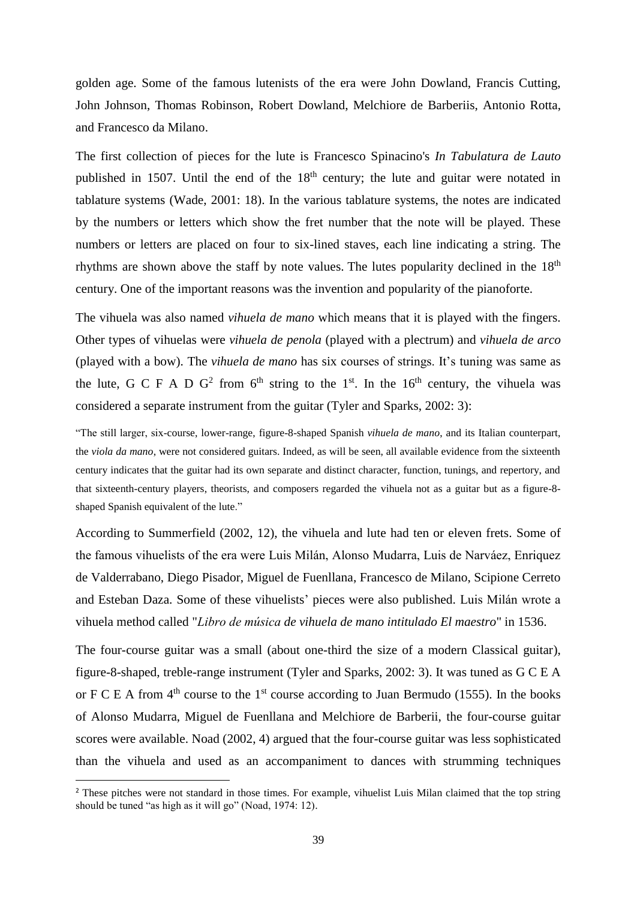golden age. Some of the famous lutenists of the era were John Dowland, Francis Cutting, John Johnson, Thomas Robinson, Robert Dowland, Melchiore de Barberiis, Antonio Rotta, and Francesco da Milano.

The first collection of pieces for the lute is Francesco Spinacino's *In Tabulatura de Lauto* published in 1507. Until the end of the 18th century; the lute and guitar were notated in tablature systems (Wade, 2001: 18). In the various tablature systems, the notes are indicated by the numbers or letters which show the fret number that the note will be played. These numbers or letters are placed on four to six-lined staves, each line indicating a string. The rhythms are shown above the staff by note values. The lutes popularity declined in the 18th century. One of the important reasons was the invention and popularity of the pianoforte.

The vihuela was also named *vihuela de mano* which means that it is played with the fingers. Other types of vihuelas were *vihuela de penola* (played with a plectrum) and *vihuela de arco* (played with a bow). The *vihuela de mano* has six courses of strings. It's tuning was same as the lute, G C F A D G[2] from 6th string to the 1st. In the 16th century, the vihuela was considered a separate instrument from the guitar (Tyler and Sparks, 2002: 3):

> "The still larger, six-course, lower-range, figure-8-shaped Spanish *vihuela de mano*, and its Italian counterpart, the *viola da mano*, were not considered guitars. Indeed, as will be seen, all available evidence from the sixteenth century indicates that the guitar had its own separate and distinct character, function, tunings, and repertory, and that sixteenth-century players, theorists, and composers regarded the vihuela not as a guitar but as a figure-8-shaped Spanish equivalent of the lute."

According to Summerfield (2002, 12), the vihuela and lute had ten or eleven frets. Some of the famous vihuelists of the era were Luis Milán, Alonso Mudarra, Luis de Narváez, Enriquez de Valderrabano, Diego Pisador, Miguel de Fuenllana, Francesco de Milano, Scipione Cerreto and Esteban Daza. Some of these vihuelists' pieces were also published. Luis Milán wrote a vihuela method called "*Libro de música de vihuela de mano intitulado El maestro*" in 1536.

The four-course guitar was a small (about one-third the size of a modern Classical guitar), figure-8-shaped, treble-range instrument (Tyler and Sparks, 2002: 3). It was tuned as G C E A or F C E A from 4th course to the 1st course according to Juan Bermudo (1555). In the books of Alonso Mudarra, Miguel de Fuenllana and Melchiore de Barberii, the four-course guitar scores were available. Noad (2002, 4) argued that the four-course guitar was less sophisticated than the vihuela and used as an accompaniment to dances with strumming techniques

[2] These pitches were not standard in those times. For example, vihuelist Luis Milan claimed that the top string should be tuned "as high as it will go" (Noad, 1974: 12).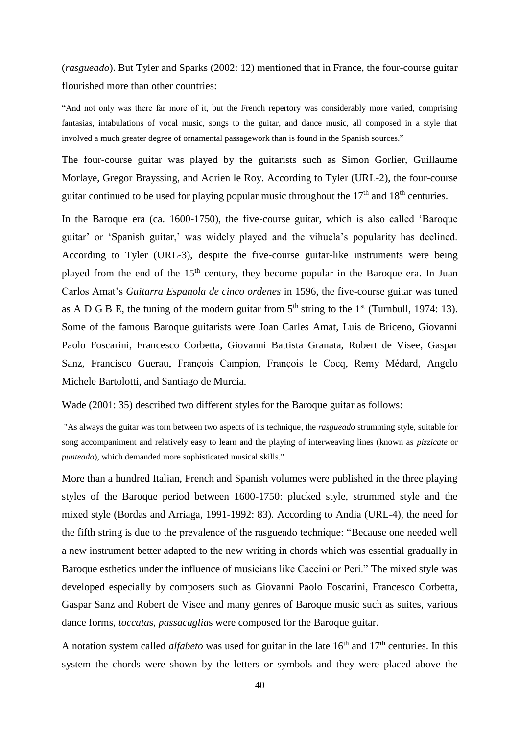(*rasgueado*). But Tyler and Sparks (2002: 12) mentioned that in France, the four-course guitar flourished more than other countries:

> "And not only was there far more of it, but the French repertory was considerably more varied, comprising fantasias, intabulations of vocal music, songs to the guitar, and dance music, all composed in a style that involved a much greater degree of ornamental passagework than is found in the Spanish sources."

The four-course guitar was played by the guitarists such as Simon Gorlier, Guillaume Morlaye, Gregor Brayssing, and Adrien le Roy. According to Tyler (URL-2), the four-course guitar continued to be used for playing popular music throughout the 17th and 18th centuries.

In the Baroque era (ca. 1600-1750), the five-course guitar, which is also called 'Baroque guitar' or 'Spanish guitar,' was widely played and the vihuela's popularity has declined. According to Tyler (URL-3), despite the five-course guitar-like instruments were being played from the end of the 15th century, they become popular in the Baroque era. In Juan Carlos Amat's *Guitarra Espanola de cinco ordenes* in 1596, the five-course guitar was tuned as A D G B E, the tuning of the modern guitar from 5th string to the 1st (Turnbull, 1974: 13). Some of the famous Baroque guitarists were Joan Carles Amat, Luis de Briceno, Giovanni Paolo Foscarini, Francesco Corbetta, Giovanni Battista Granata, Robert de Visee, Gaspar Sanz, Francisco Guerau, François Campion, François le Cocq, Remy Médard, Angelo Michele Bartolotti, and Santiago de Murcia.

Wade (2001: 35) described two different styles for the Baroque guitar as follows:

> "As always the guitar was torn between two aspects of its technique, the *rasgueado* strumming style, suitable for song accompaniment and relatively easy to learn and the playing of interweaving lines (known as *pizzicate* or *punteado*), which demanded more sophisticated musical skills."

More than a hundred Italian, French and Spanish volumes were published in the three playing styles of the Baroque period between 1600-1750: plucked style, strummed style and the mixed style (Bordas and Arriaga, 1991-1992: 83). According to Andia (URL-4), the need for the fifth string is due to the prevalence of the rasgueado technique: "Because one needed well a new instrument better adapted to the new writing in chords which was essential gradually in Baroque esthetics under the influence of musicians like Caccini or Peri." The mixed style was developed especially by composers such as Giovanni Paolo Foscarini, Francesco Corbetta, Gaspar Sanz and Robert de Visee and many genres of Baroque music such as suites, various dance forms, *toccata*s, *passacaglia*s were composed for the Baroque guitar.

A notation system called *alfabeto* was used for guitar in the late 16th and 17th centuries. In this system the chords were shown by the letters or symbols and they were placed above the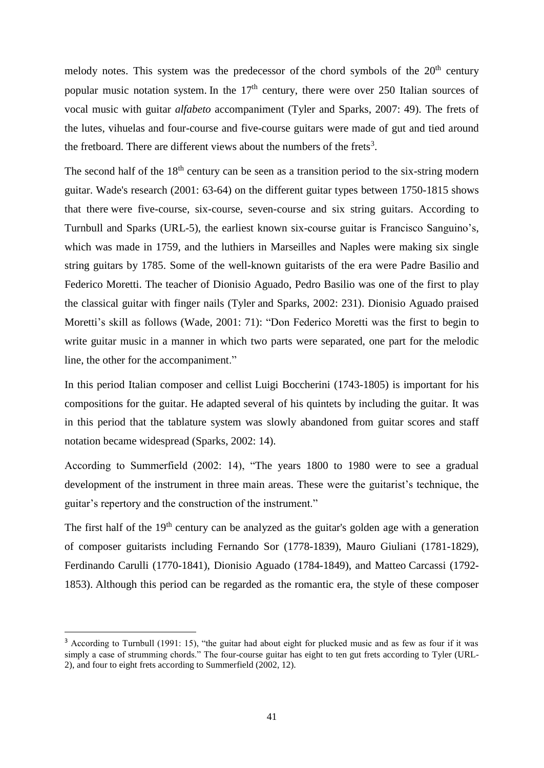melody notes. This system was the predecessor of the chord symbols of the 20th century popular music notation system. In the 17th century, there were over 250 Italian sources of vocal music with guitar *alfabeto* accompaniment (Tyler and Sparks, 2007: 49). The frets of the lutes, vihuelas and four-course and five-course guitars were made of gut and tied around the fretboard. There are different views about the numbers of the frets[3].

The second half of the 18th century can be seen as a transition period to the six-string modern guitar. Wade's research (2001: 63-64) on the different guitar types between 1750-1815 shows that there were five-course, six-course, seven-course and six string guitars. According to Turnbull and Sparks (URL-5), the earliest known six-course guitar is Francisco Sanguino's, which was made in 1759, and the luthiers in Marseilles and Naples were making six single string guitars by 1785. Some of the well-known guitarists of the era were Padre Basilio and Federico Moretti. The teacher of Dionisio Aguado, Pedro Basilio was one of the first to play the classical guitar with finger nails (Tyler and Sparks, 2002: 231). Dionisio Aguado praised Moretti's skill as follows (Wade, 2001: 71): "Don Federico Moretti was the first to begin to write guitar music in a manner in which two parts were separated, one part for the melodic line, the other for the accompaniment."

In this period Italian composer and cellist Luigi Boccherini (1743-1805) is important for his compositions for the guitar. He adapted several of his quintets by including the guitar. It was in this period that the tablature system was slowly abandoned from guitar scores and staff notation became widespread (Sparks, 2002: 14).

According to Summerfield (2002: 14), "The years 1800 to 1980 were to see a gradual development of the instrument in three main areas. These were the guitarist's technique, the guitar's repertory and the construction of the instrument."

The first half of the 19th century can be analyzed as the guitar's golden age with a generation of composer guitarists including Fernando Sor (1778-1839), Mauro Giuliani (1781-1829), Ferdinando Carulli (1770-1841), Dionisio Aguado (1784-1849), and Matteo Carcassi (1792-1853). Although this period can be regarded as the romantic era, the style of these composer

---

[3] According to Turnbull (1991: 15), "the guitar had about eight for plucked music and as few as four if it was simply a case of strumming chords." The four-course guitar has eight to ten gut frets according to Tyler (URL-2), and four to eight frets according to Summerfield (2002, 12).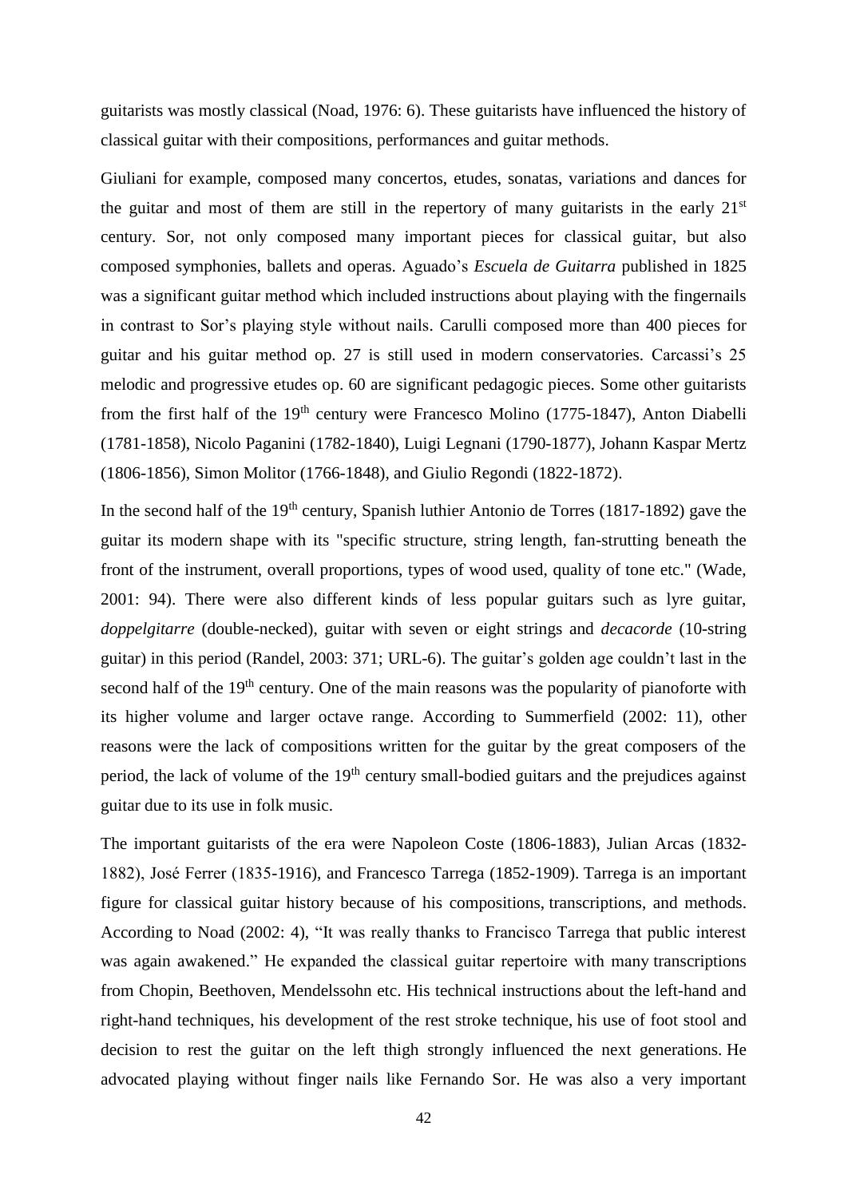guitarists was mostly classical (Noad, 1976: 6). These guitarists have influenced the history of classical guitar with their compositions, performances and guitar methods.

Giuliani for example, composed many concertos, etudes, sonatas, variations and dances for the guitar and most of them are still in the repertory of many guitarists in the early 21st century. Sor, not only composed many important pieces for classical guitar, but also composed symphonies, ballets and operas. Aguado's *Escuela de Guitarra* published in 1825 was a significant guitar method which included instructions about playing with the fingernails in contrast to Sor's playing style without nails. Carulli composed more than 400 pieces for guitar and his guitar method op. 27 is still used in modern conservatories. Carcassi's 25 melodic and progressive etudes op. 60 are significant pedagogic pieces. Some other guitarists from the first half of the 19th century were Francesco Molino (1775-1847), Anton Diabelli (1781-1858), Nicolo Paganini (1782-1840), Luigi Legnani (1790-1877), Johann Kaspar Mertz (1806-1856), Simon Molitor (1766-1848), and Giulio Regondi (1822-1872).

In the second half of the 19th century, Spanish luthier Antonio de Torres (1817-1892) gave the guitar its modern shape with its "specific structure, string length, fan-strutting beneath the front of the instrument, overall proportions, types of wood used, quality of tone etc." (Wade, 2001: 94). There were also different kinds of less popular guitars such as lyre guitar, *doppelgitarre* (double-necked), guitar with seven or eight strings and *decacorde* (10-string guitar) in this period (Randel, 2003: 371; URL-6). The guitar's golden age couldn't last in the second half of the 19th century. One of the main reasons was the popularity of pianoforte with its higher volume and larger octave range. According to Summerfield (2002: 11), other reasons were the lack of compositions written for the guitar by the great composers of the period, the lack of volume of the 19th century small-bodied guitars and the prejudices against guitar due to its use in folk music.

The important guitarists of the era were Napoleon Coste (1806-1883), Julian Arcas (1832-1882), José Ferrer (1835-1916), and Francesco Tarrega (1852-1909). Tarrega is an important figure for classical guitar history because of his compositions, transcriptions, and methods. According to Noad (2002: 4), "It was really thanks to Francisco Tarrega that public interest was again awakened." He expanded the classical guitar repertoire with many transcriptions from Chopin, Beethoven, Mendelssohn etc. His technical instructions about the left-hand and right-hand techniques, his development of the rest stroke technique, his use of foot stool and decision to rest the guitar on the left thigh strongly influenced the next generations. He advocated playing without finger nails like Fernando Sor. He was also a very important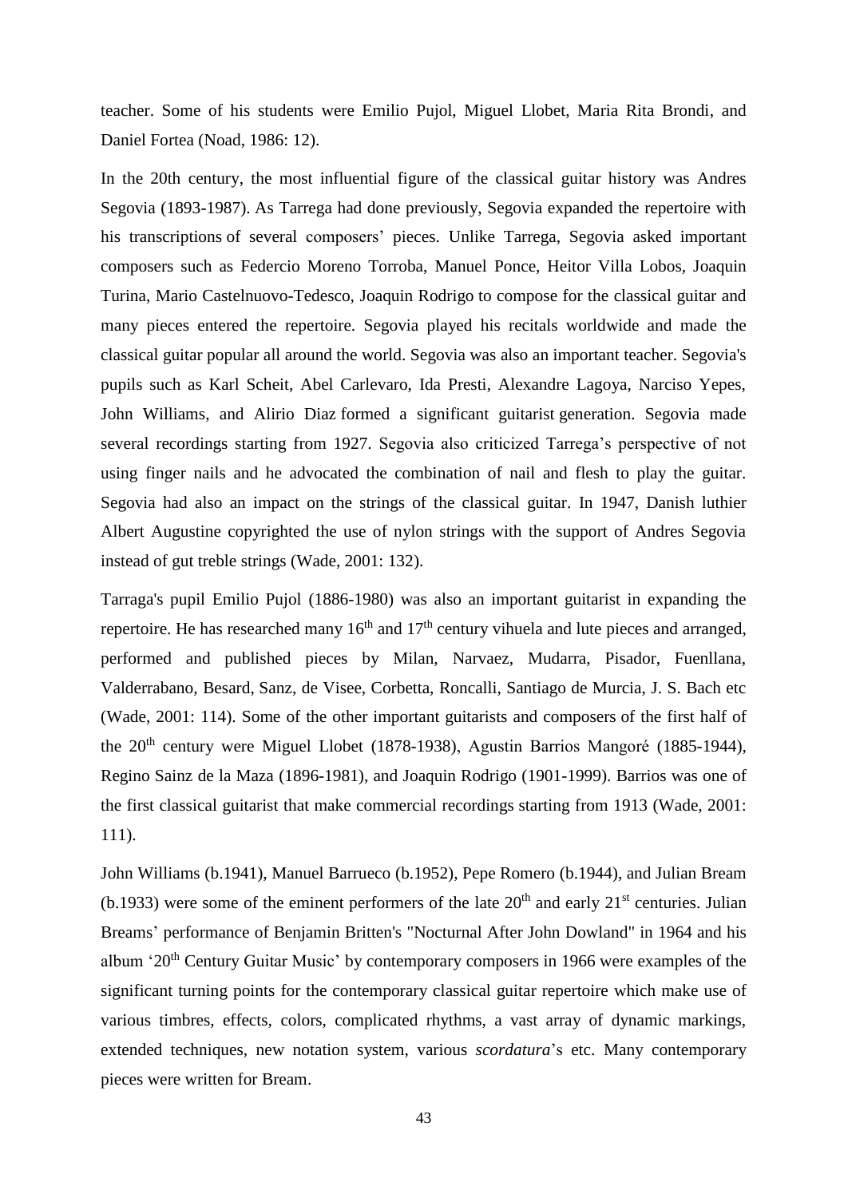teacher. Some of his students were Emilio Pujol, Miguel Llobet, Maria Rita Brondi, and Daniel Fortea (Noad, 1986: 12).

In the 20th century, the most influential figure of the classical guitar history was Andres Segovia (1893-1987). As Tarrega had done previously, Segovia expanded the repertoire with his transcriptions of several composers' pieces. Unlike Tarrega, Segovia asked important composers such as Federcio Moreno Torroba, Manuel Ponce, Heitor Villa Lobos, Joaquin Turina, Mario Castelnuovo-Tedesco, Joaquin Rodrigo to compose for the classical guitar and many pieces entered the repertoire. Segovia played his recitals worldwide and made the classical guitar popular all around the world. Segovia was also an important teacher. Segovia's pupils such as Karl Scheit, Abel Carlevaro, Ida Presti, Alexandre Lagoya, Narciso Yepes, John Williams, and Alirio Diaz formed a significant guitarist generation. Segovia made several recordings starting from 1927. Segovia also criticized Tarrega's perspective of not using finger nails and he advocated the combination of nail and flesh to play the guitar. Segovia had also an impact on the strings of the classical guitar. In 1947, Danish luthier Albert Augustine copyrighted the use of nylon strings with the support of Andres Segovia instead of gut treble strings (Wade, 2001: 132).

Tarraga's pupil Emilio Pujol (1886-1980) was also an important guitarist in expanding the repertoire. He has researched many 16th and 17th century vihuela and lute pieces and arranged, performed and published pieces by Milan, Narvaez, Mudarra, Pisador, Fuenllana, Valderrabano, Besard, Sanz, de Visee, Corbetta, Roncalli, Santiago de Murcia, J. S. Bach etc (Wade, 2001: 114). Some of the other important guitarists and composers of the first half of the 20th century were Miguel Llobet (1878-1938), Agustin Barrios Mangoré (1885-1944), Regino Sainz de la Maza (1896-1981), and Joaquin Rodrigo (1901-1999). Barrios was one of the first classical guitarist that make commercial recordings starting from 1913 (Wade, 2001: 111).

John Williams (b.1941), Manuel Barrueco (b.1952), Pepe Romero (b.1944), and Julian Bream (b.1933) were some of the eminent performers of the late 20th and early 21st centuries. Julian Breams' performance of Benjamin Britten's "Nocturnal After John Dowland" in 1964 and his album '20th Century Guitar Music' by contemporary composers in 1966 were examples of the significant turning points for the contemporary classical guitar repertoire which make use of various timbres, effects, colors, complicated rhythms, a vast array of dynamic markings, extended techniques, new notation system, various *scordatura*'s etc. Many contemporary pieces were written for Bream.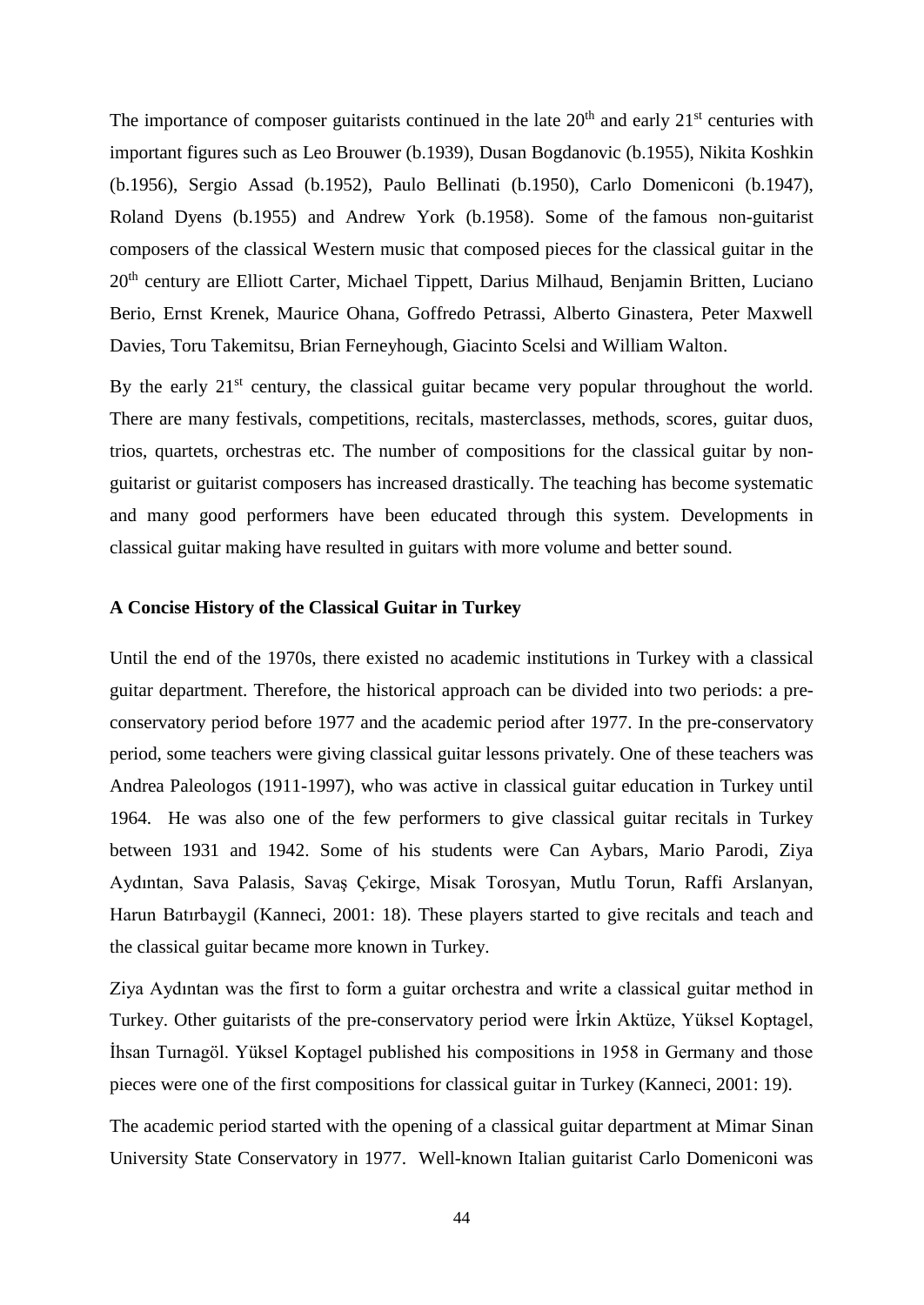The importance of composer guitarists continued in the late $20^{th}$ and early $21^{st}$ centuries with important figures such as Leo Brouwer (b.1939), Dusan Bogdanovic (b.1955), Nikita Koshkin (b.1956), Sergio Assad (b.1952), Paulo Bellinati (b.1950), Carlo Domeniconi (b.1947), Roland Dyens (b.1955) and Andrew York (b.1958). Some of the famous non-guitarist composers of the classical Western music that composed pieces for the classical guitar in the $20^{th}$ century are Elliott Carter, Michael Tippett, Darius Milhaud, Benjamin Britten, Luciano Berio, Ernst Krenek, Maurice Ohana, Goffredo Petrassi, Alberto Ginastera, Peter Maxwell Davies, Toru Takemitsu, Brian Ferneyhough, Giacinto Scelsi and William Walton.

By the early $21^{st}$ century, the classical guitar became very popular throughout the world. There are many festivals, competitions, recitals, masterclasses, methods, scores, guitar duos, trios, quartets, orchestras etc. The number of compositions for the classical guitar by non-guitarist or guitarist composers has increased drastically. The teaching has become systematic and many good performers have been educated through this system. Developments in classical guitar making have resulted in guitars with more volume and better sound.

**A Concise History of the Classical Guitar in Turkey**

Until the end of the 1970s, there existed no academic institutions in Turkey with a classical guitar department. Therefore, the historical approach can be divided into two periods: a pre-conservatory period before 1977 and the academic period after 1977. In the pre-conservatory period, some teachers were giving classical guitar lessons privately. One of these teachers was Andrea Paleologos (1911-1997), who was active in classical guitar education in Turkey until 1964. He was also one of the few performers to give classical guitar recitals in Turkey between 1931 and 1942. Some of his students were Can Aybars, Mario Parodi, Ziya Aydıntan, Sava Palasis, Savaş Çekirge, Misak Torosyan, Mutlu Torun, Raffi Arslanyan, Harun Batırbaygil (Kanneci, 2001: 18). These players started to give recitals and teach and the classical guitar became more known in Turkey.

Ziya Aydıntan was the first to form a guitar orchestra and write a classical guitar method in Turkey. Other guitarists of the pre-conservatory period were İrkin Aktüze, Yüksel Koptagel, İhsan Turnagöl. Yüksel Koptagel published his compositions in 1958 in Germany and those pieces were one of the first compositions for classical guitar in Turkey (Kanneci, 2001: 19).

The academic period started with the opening of a classical guitar department at Mimar Sinan University State Conservatory in 1977. Well-known Italian guitarist Carlo Domeniconi was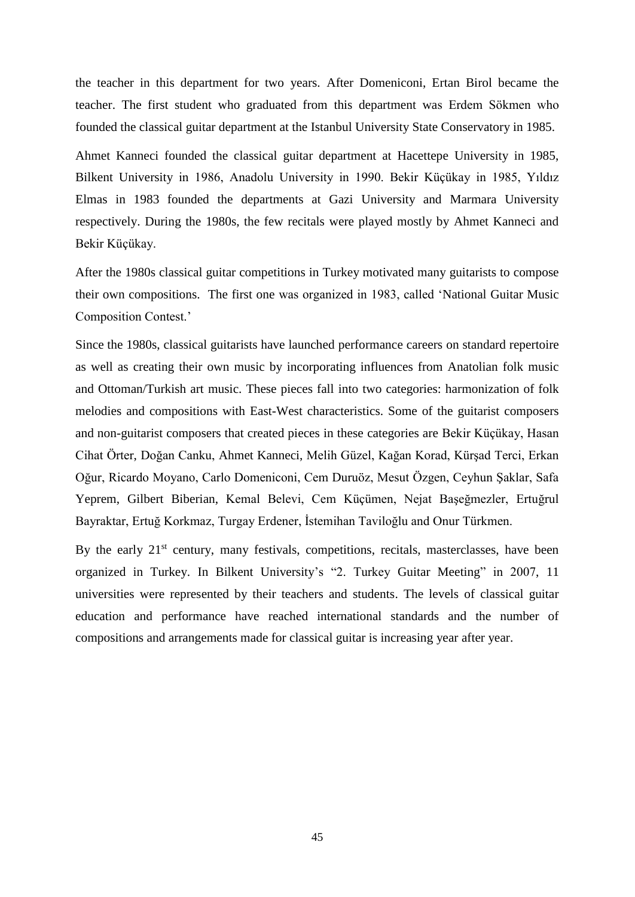the teacher in this department for two years. After Domeniconi, Ertan Birol became the teacher. The first student who graduated from this department was Erdem Sökmen who founded the classical guitar department at the Istanbul University State Conservatory in 1985.

Ahmet Kanneci founded the classical guitar department at Hacettepe University in 1985, Bilkent University in 1986, Anadolu University in 1990. Bekir Küçükay in 1985, Yıldız Elmas in 1983 founded the departments at Gazi University and Marmara University respectively. During the 1980s, the few recitals were played mostly by Ahmet Kanneci and Bekir Küçükay.

After the 1980s classical guitar competitions in Turkey motivated many guitarists to compose their own compositions. The first one was organized in 1983, called 'National Guitar Music Composition Contest.'

Since the 1980s, classical guitarists have launched performance careers on standard repertoire as well as creating their own music by incorporating influences from Anatolian folk music and Ottoman/Turkish art music. These pieces fall into two categories: harmonization of folk melodies and compositions with East-West characteristics. Some of the guitarist composers and non-guitarist composers that created pieces in these categories are Bekir Küçükay, Hasan Cihat Örter, Doğan Canku, Ahmet Kanneci, Melih Güzel, Kağan Korad, Kürşad Terci, Erkan Oğur, Ricardo Moyano, Carlo Domeniconi, Cem Duruöz, Mesut Özgen, Ceyhun Şaklar, Safa Yeprem, Gilbert Biberian, Kemal Belevi, Cem Küçümen, Nejat Başeğmezler, Ertuğrul Bayraktar, Ertuğ Korkmaz, Turgay Erdener, İstemihan Taviloğlu and Onur Türkmen.

By the early 21st century, many festivals, competitions, recitals, masterclasses, have been organized in Turkey. In Bilkent University's "2. Turkey Guitar Meeting" in 2007, 11 universities were represented by their teachers and students. The levels of classical guitar education and performance have reached international standards and the number of compositions and arrangements made for classical guitar is increasing year after year.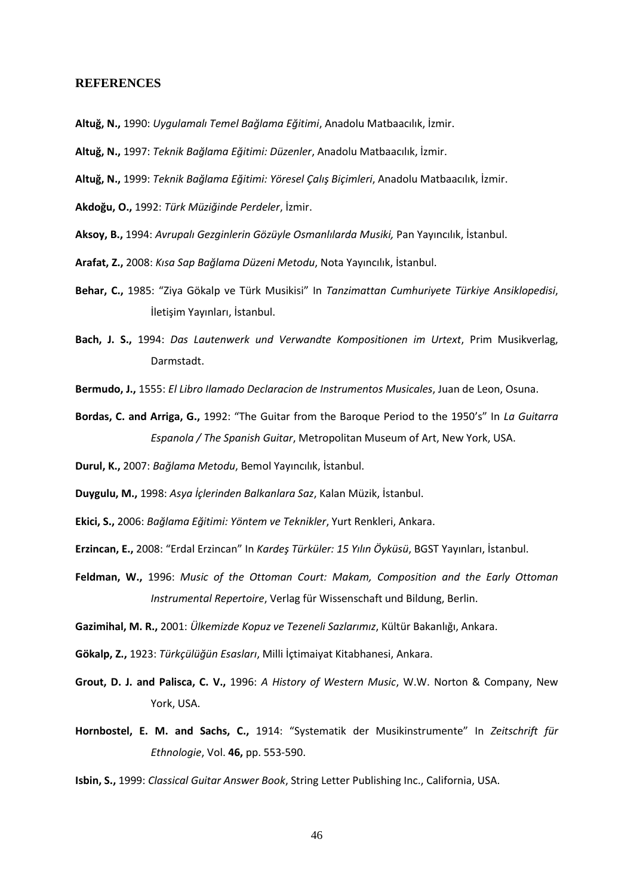## REFERENCES

**Altuğ, N.,** 1990: *Uygulamalı Temel Bağlama Eğitimi*, Anadolu Matbaacılık, İzmir.

**Altuğ, N.,** 1997: *Teknik Bağlama Eğitimi: Düzenler*, Anadolu Matbaacılık, İzmir.

**Altuğ, N.,** 1999: *Teknik Bağlama Eğitimi: Yöresel Çalış Biçimleri*, Anadolu Matbaacılık, İzmir.

**Akdoğu, O.,** 1992: *Türk Müziğinde Perdeler*, İzmir.

**Aksoy, B.,** 1994: *Avrupalı Gezginlerin Gözüyle Osmanlılarda Musiki,* Pan Yayıncılık, İstanbul.

**Arafat, Z.,** 2008: *Kısa Sap Bağlama Düzeni Metodu*, Nota Yayıncılık, İstanbul.

**Behar, C.,** 1985: "Ziya Gökalp ve Türk Musikisi" In *Tanzimattan Cumhuriyete Türkiye Ansiklopedisi*, İletişim Yayınları, İstanbul.

**Bach, J. S.,** 1994: *Das Lautenwerk und Verwandte Kompositionen im Urtext*, Prim Musikverlag, Darmstadt.

**Bermudo, J.,** 1555: *El Libro Ilamado Declaracion de Instrumentos Musicales*, Juan de Leon, Osuna.

**Bordas, C. and Arriga, G.,** 1992: "The Guitar from the Baroque Period to the 1950's" In *La Guitarra Espanola / The Spanish Guitar*, Metropolitan Museum of Art, New York, USA.

**Durul, K.,** 2007: *Bağlama Metodu*, Bemol Yayıncılık, İstanbul.

**Duygulu, M.,** 1998: *Asya İçlerinden Balkanlara Saz*, Kalan Müzik, İstanbul.

**Ekici, S.,** 2006: *Bağlama Eğitimi: Yöntem ve Teknikler*, Yurt Renkleri, Ankara.

**Erzincan, E.,** 2008: "Erdal Erzincan" In *Kardeş Türküler: 15 Yılın Öyküsü*, BGST Yayınları, İstanbul.

**Feldman, W.,** 1996: *Music of the Ottoman Court: Makam, Composition and the Early Ottoman Instrumental Repertoire*, Verlag für Wissenschaft und Bildung, Berlin.

**Gazimihal, M. R.,** 2001: *Ülkemizde Kopuz ve Tezeneli Sazlarımız*, Kültür Bakanlığı, Ankara.

**Gökalp, Z.,** 1923: *Türkçülüğün Esasları*, Milli İçtimaiyat Kitabhanesi, Ankara.

**Grout, D. J. and Palisca, C. V.,** 1996: *A History of Western Music*, W.W. Norton & Company, New York, USA.

**Hornbostel, E. M. and Sachs, C.,** 1914: "Systematik der Musikinstrumente" In *Zeitschrift für Ethnologie*, Vol. **46,** pp. 553-590.

**Isbin, S.,** 1999: *Classical Guitar Answer Book*, String Letter Publishing Inc., California, USA.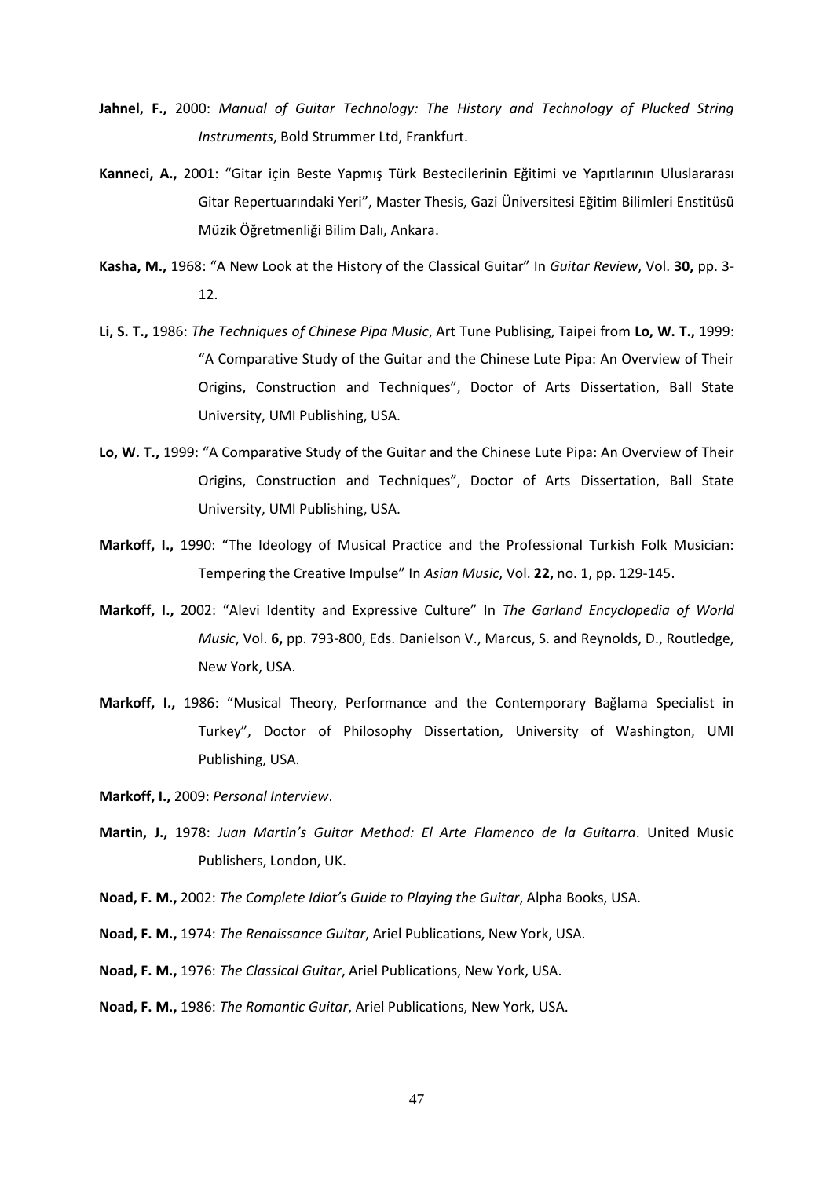**Jahnel, F.,** 2000: *Manual of Guitar Technology: The History and Technology of Plucked String Instruments*, Bold Strummer Ltd, Frankfurt.

**Kanneci, A.,** 2001: "Gitar için Beste Yapmış Türk Bestecilerinin Eğitimi ve Yapıtlarının Uluslararası Gitar Repertuarındaki Yeri", Master Thesis, Gazi Üniversitesi Eğitim Bilimleri Enstitüsü Müzik Öğretmenliği Bilim Dalı, Ankara.

**Kasha, M.,** 1968: "A New Look at the History of the Classical Guitar" In *Guitar Review*, Vol. **30,** pp. 3-12.

**Li, S. T.,** 1986: *The Techniques of Chinese Pipa Music*, Art Tune Publising, Taipei from **Lo, W. T.,** 1999: "A Comparative Study of the Guitar and the Chinese Lute Pipa: An Overview of Their Origins, Construction and Techniques", Doctor of Arts Dissertation, Ball State University, UMI Publishing, USA.

**Lo, W. T.,** 1999: "A Comparative Study of the Guitar and the Chinese Lute Pipa: An Overview of Their Origins, Construction and Techniques", Doctor of Arts Dissertation, Ball State University, UMI Publishing, USA.

**Markoff, I.,** 1990: "The Ideology of Musical Practice and the Professional Turkish Folk Musician: Tempering the Creative Impulse" In *Asian Music*, Vol. **22,** no. 1, pp. 129-145.

**Markoff, I.,** 2002: "Alevi Identity and Expressive Culture" In *The Garland Encyclopedia of World Music*, Vol. **6,** pp. 793-800, Eds. Danielson V., Marcus, S. and Reynolds, D., Routledge, New York, USA.

**Markoff, I.,** 1986: "Musical Theory, Performance and the Contemporary Bağlama Specialist in Turkey", Doctor of Philosophy Dissertation, University of Washington, UMI Publishing, USA.

**Markoff, I.,** 2009: *Personal Interview*.

**Martin, J.,** 1978: *Juan Martin's Guitar Method: El Arte Flamenco de la Guitarra*. United Music Publishers, London, UK.

**Noad, F. M.,** 2002: *The Complete Idiot's Guide to Playing the Guitar*, Alpha Books, USA.

**Noad, F. M.,** 1974: *The Renaissance Guitar*, Ariel Publications, New York, USA.

**Noad, F. M.,** 1976: *The Classical Guitar*, Ariel Publications, New York, USA.

**Noad, F. M.,** 1986: *The Romantic Guitar*, Ariel Publications, New York, USA.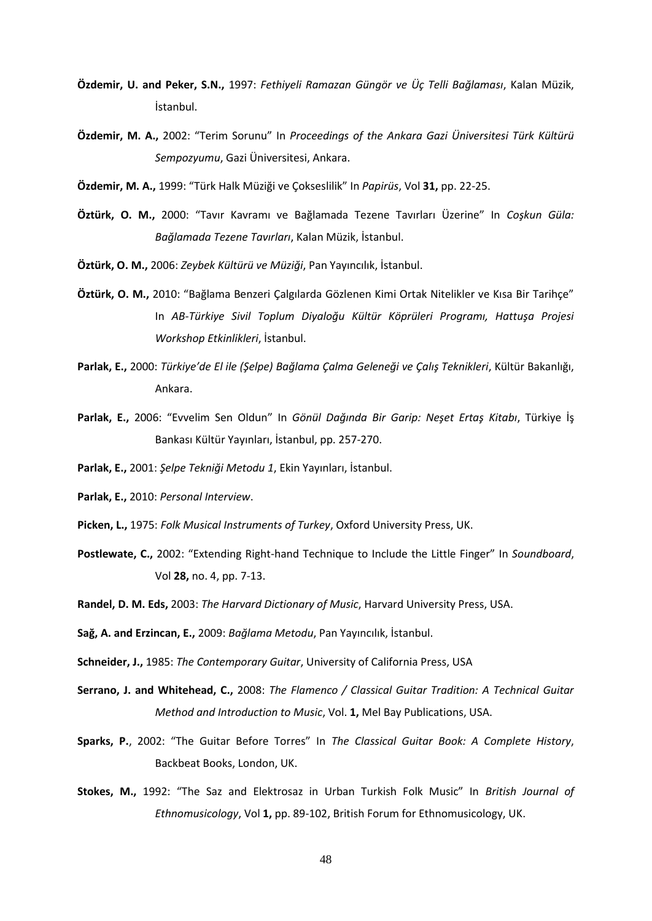**Özdemir, U. and Peker, S.N.,** 1997: *Fethiyeli Ramazan Güngör ve Üç Telli Bağlaması*, Kalan Müzik, İstanbul.

**Özdemir, M. A.,** 2002: "Terim Sorunu" In *Proceedings of the Ankara Gazi Üniversitesi Türk Kültürü Sempozyumu*, Gazi Üniversitesi, Ankara.

**Özdemir, M. A.,** 1999: "Türk Halk Müziği ve Çokseslilik" In *Papirüs*, Vol **31,** pp. 22-25.

**Öztürk, O. M.,** 2000: "Tavır Kavramı ve Bağlamada Tezene Tavırları Üzerine" In *Coşkun Güla: Bağlamada Tezene Tavırları*, Kalan Müzik, İstanbul.

**Öztürk, O. M.,** 2006: *Zeybek Kültürü ve Müziği*, Pan Yayıncılık, İstanbul.

**Öztürk, O. M.,** 2010: "Bağlama Benzeri Çalgılarda Gözlenen Kimi Ortak Nitelikler ve Kısa Bir Tarihçe" In *AB-Türkiye Sivil Toplum Diyaloğu Kültür Köprüleri Programı, Hattuşa Projesi Workshop Etkinlikleri*, İstanbul.

**Parlak, E.,** 2000: *Türkiye'de El ile (Şelpe) Bağlama Çalma Geleneği ve Çalış Teknikleri*, Kültür Bakanlığı, Ankara.

**Parlak, E.,** 2006: "Evvelim Sen Oldun" In *Gönül Dağında Bir Garip: Neşet Ertaş Kitabı*, Türkiye İş Bankası Kültür Yayınları, İstanbul, pp. 257-270.

**Parlak, E.,** 2001: *Şelpe Tekniği Metodu 1*, Ekin Yayınları, İstanbul.

**Parlak, E.,** 2010: *Personal Interview*.

**Picken, L.,** 1975: *Folk Musical Instruments of Turkey*, Oxford University Press, UK.

**Postlewate, C.,** 2002: "Extending Right-hand Technique to Include the Little Finger" In *Soundboard*, Vol **28,** no. 4, pp. 7-13.

**Randel, D. M. Eds,** 2003: *The Harvard Dictionary of Music*, Harvard University Press, USA.

**Sağ, A. and Erzincan, E.,** 2009: *Bağlama Metodu*, Pan Yayıncılık, İstanbul.

**Schneider, J.,** 1985: *The Contemporary Guitar*, University of California Press, USA

**Serrano, J. and Whitehead, C.,** 2008: *The Flamenco / Classical Guitar Tradition: A Technical Guitar Method and Introduction to Music*, Vol. **1,** Mel Bay Publications, USA.

**Sparks, P.**, 2002: "The Guitar Before Torres" In *The Classical Guitar Book: A Complete History*, Backbeat Books, London, UK.

**Stokes, M.,** 1992: "The Saz and Elektrosaz in Urban Turkish Folk Music" In *British Journal of Ethnomusicology*, Vol **1,** pp. 89-102, British Forum for Ethnomusicology, UK.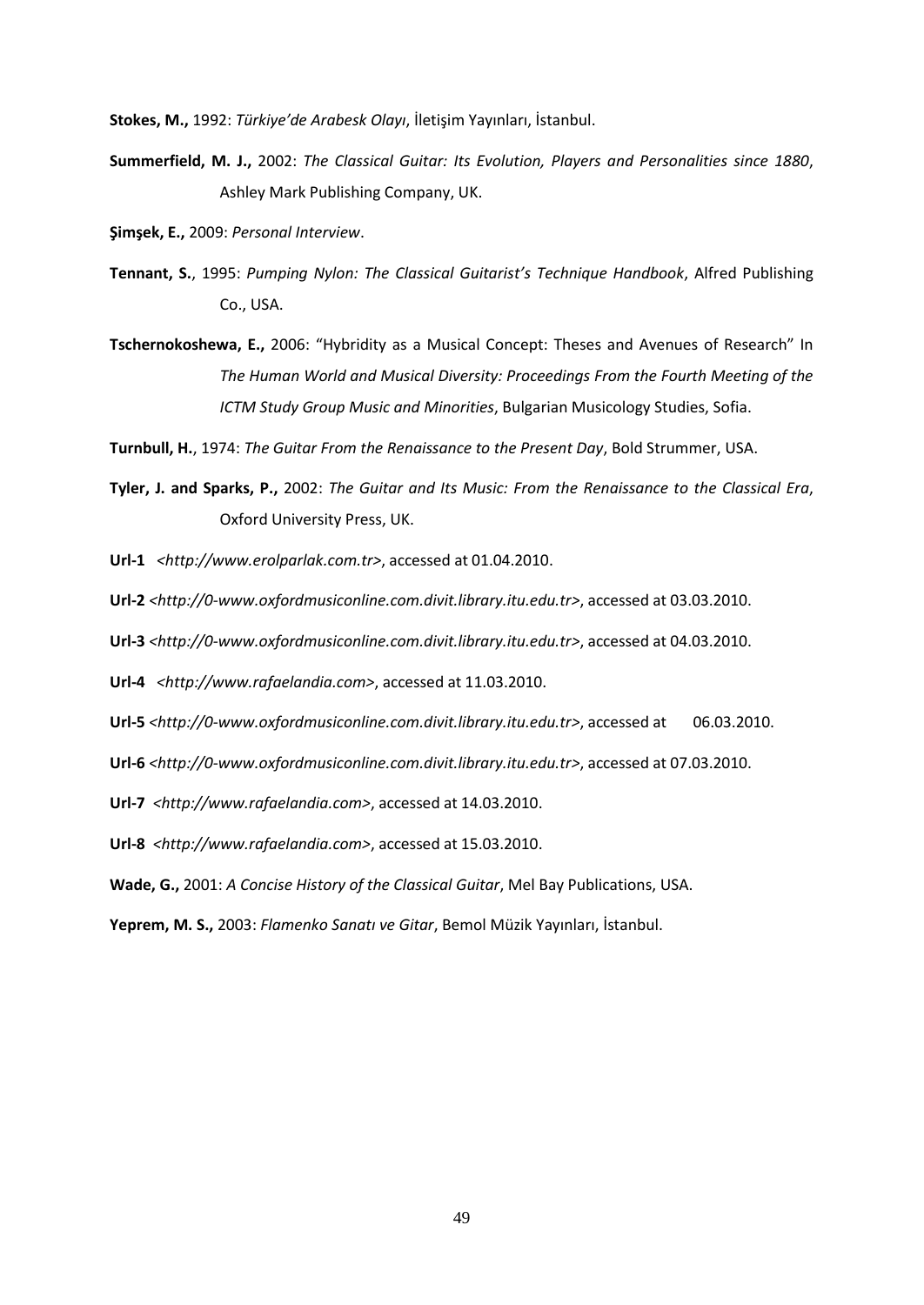**Stokes, M.,** 1992: *Türkiye'de Arabesk Olayı*, İletişim Yayınları, İstanbul.

**Summerfield, M. J.,** 2002: *The Classical Guitar: Its Evolution, Players and Personalities since 1880*, Ashley Mark Publishing Company, UK.

**Şimşek, E.,** 2009: *Personal Interview*.

**Tennant, S.**, 1995: *Pumping Nylon: The Classical Guitarist's Technique Handbook*, Alfred Publishing Co., USA.

**Tschernokoshewa, E.,** 2006: "Hybridity as a Musical Concept: Theses and Avenues of Research" In *The Human World and Musical Diversity: Proceedings From the Fourth Meeting of the ICTM Study Group Music and Minorities*, Bulgarian Musicology Studies, Sofia.

**Turnbull, H.**, 1974: *The Guitar From the Renaissance to the Present Day*, Bold Strummer, USA.

**Tyler, J. and Sparks, P.,** 2002: *The Guitar and Its Music: From the Renaissance to the Classical Era*, Oxford University Press, UK.

**Url-1** *<http://www.erolparlak.com.tr>*, accessed at 01.04.2010.

**Url-2** *<http://0-www.oxfordmusiconline.com.divit.library.itu.edu.tr>*, accessed at 03.03.2010.

**Url-3** *<http://0-www.oxfordmusiconline.com.divit.library.itu.edu.tr>*, accessed at 04.03.2010.

**Url-4** *<http://www.rafaelandia.com>*, accessed at 11.03.2010.

**Url-5** *<http://0-www.oxfordmusiconline.com.divit.library.itu.edu.tr>*, accessed at 06.03.2010.

**Url-6** *<http://0-www.oxfordmusiconline.com.divit.library.itu.edu.tr>*, accessed at 07.03.2010.

**Url-7** *<http://www.rafaelandia.com>*, accessed at 14.03.2010.

**Url-8** *<http://www.rafaelandia.com>*, accessed at 15.03.2010.

**Wade, G.,** 2001: *A Concise History of the Classical Guitar*, Mel Bay Publications, USA.

**Yeprem, M. S.,** 2003: *Flamenko Sanatı ve Gitar*, Bemol Müzik Yayınları, İstanbul.